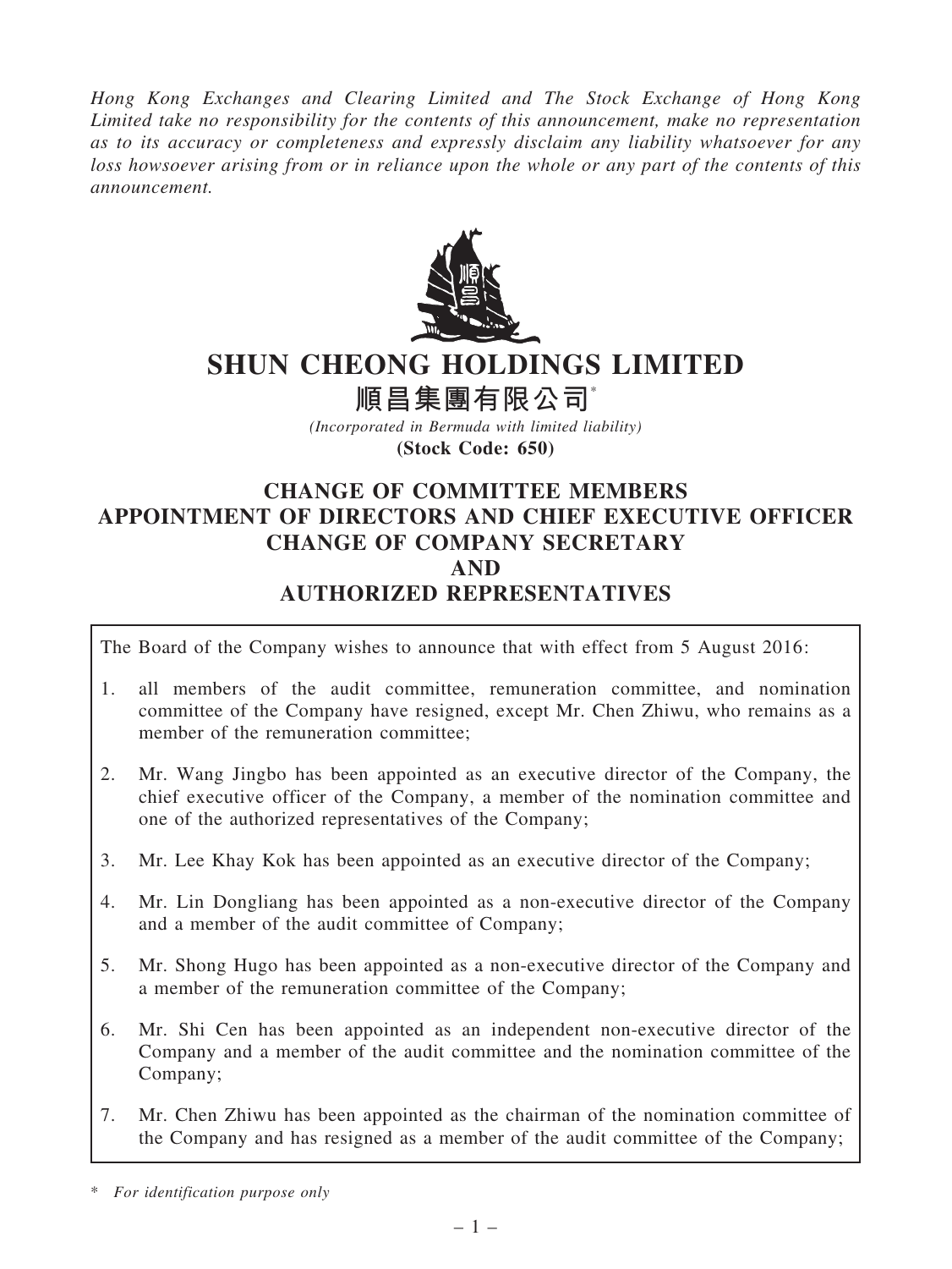*Hong Kong Exchanges and Clearing Limited and The Stock Exchange of Hong Kong Limited take no responsibility for the contents of this announcement, make no representation as to its accuracy or completeness and expressly disclaim any liability whatsoever for any loss howsoever arising from or in reliance upon the whole or any part of the contents of this announcement.*

# SHUN CHEONG HOLDINGS LIMITED

# 順昌集團有限公司*

*(Incorporated in Bermuda with limited liability)*

**(Stock Code: 650)**

## CHANGE OF COMMITTEE MEMBERS APPOINTMENT OF DIRECTORS AND CHIEF EXECUTIVE OFFICER CHANGE OF COMPANY SECRETARY AND AUTHORIZED REPRESENTATIVES

The Board of the Company wishes to announce that with effect from 5 August 2016:

1. all members of the audit committee, remuneration committee, and nomination committee of the Company have resigned, except Mr. Chen Zhiwu, who remains as a member of the remuneration committee;
2. Mr. Wang Jingbo has been appointed as an executive director of the Company, the chief executive officer of the Company, a member of the nomination committee and one of the authorized representatives of the Company;
3. Mr. Lee Khay Kok has been appointed as an executive director of the Company;
4. Mr. Lin Dongliang has been appointed as a non-executive director of the Company and a member of the audit committee of Company;
5. Mr. Shong Hugo has been appointed as a non-executive director of the Company and a member of the remuneration committee of the Company;
6. Mr. Shi Cen has been appointed as an independent non-executive director of the Company and a member of the audit committee and the nomination committee of the Company;
7. Mr. Chen Zhiwu has been appointed as the chairman of the nomination committee of the Company and has resigned as a member of the audit committee of the Company;

\* *For identification purpose only*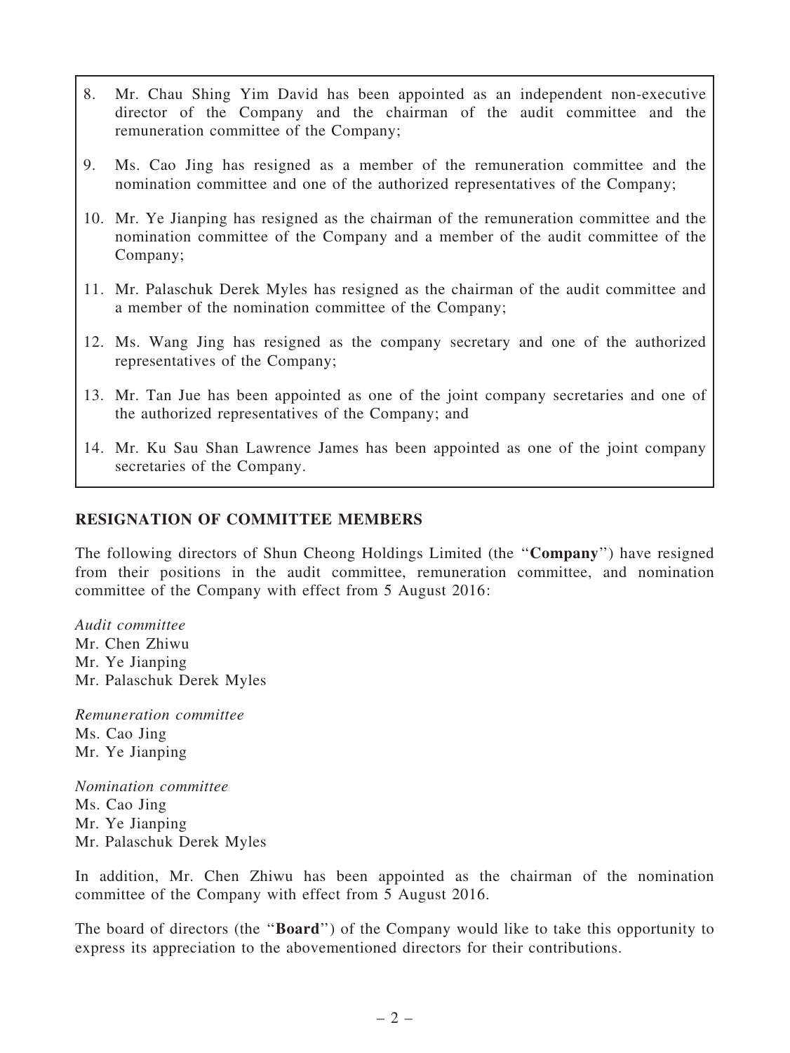8. Mr. Chau Shing Yim David has been appointed as an independent non-executive director of the Company and the chairman of the audit committee and the remuneration committee of the Company;
9. Ms. Cao Jing has resigned as a member of the remuneration committee and the nomination committee and one of the authorized representatives of the Company;
10. Mr. Ye Jianping has resigned as the chairman of the remuneration committee and the nomination committee of the Company and a member of the audit committee of the Company;
11. Mr. Palaschuk Derek Myles has resigned as the chairman of the audit committee and a member of the nomination committee of the Company;
12. Ms. Wang Jing has resigned as the company secretary and one of the authorized representatives of the Company;
13. Mr. Tan Jue has been appointed as one of the joint company secretaries and one of the authorized representatives of the Company; and
14. Mr. Ku Sau Shan Lawrence James has been appointed as one of the joint company secretaries of the Company.

## RESIGNATION OF COMMITTEE MEMBERS

The following directors of Shun Cheong Holdings Limited (the "**Company**") have resigned from their positions in the audit committee, remuneration committee, and nomination committee of the Company with effect from 5 August 2016:

*Audit committee*
Mr. Chen Zhiwu
Mr. Ye Jianping
Mr. Palaschuk Derek Myles

*Remuneration committee*
Ms. Cao Jing
Mr. Ye Jianping

*Nomination committee*
Ms. Cao Jing
Mr. Ye Jianping
Mr. Palaschuk Derek Myles

In addition, Mr. Chen Zhiwu has been appointed as the chairman of the nomination committee of the Company with effect from 5 August 2016.

The board of directors (the "**Board**") of the Company would like to take this opportunity to express its appreciation to the abovementioned directors for their contributions.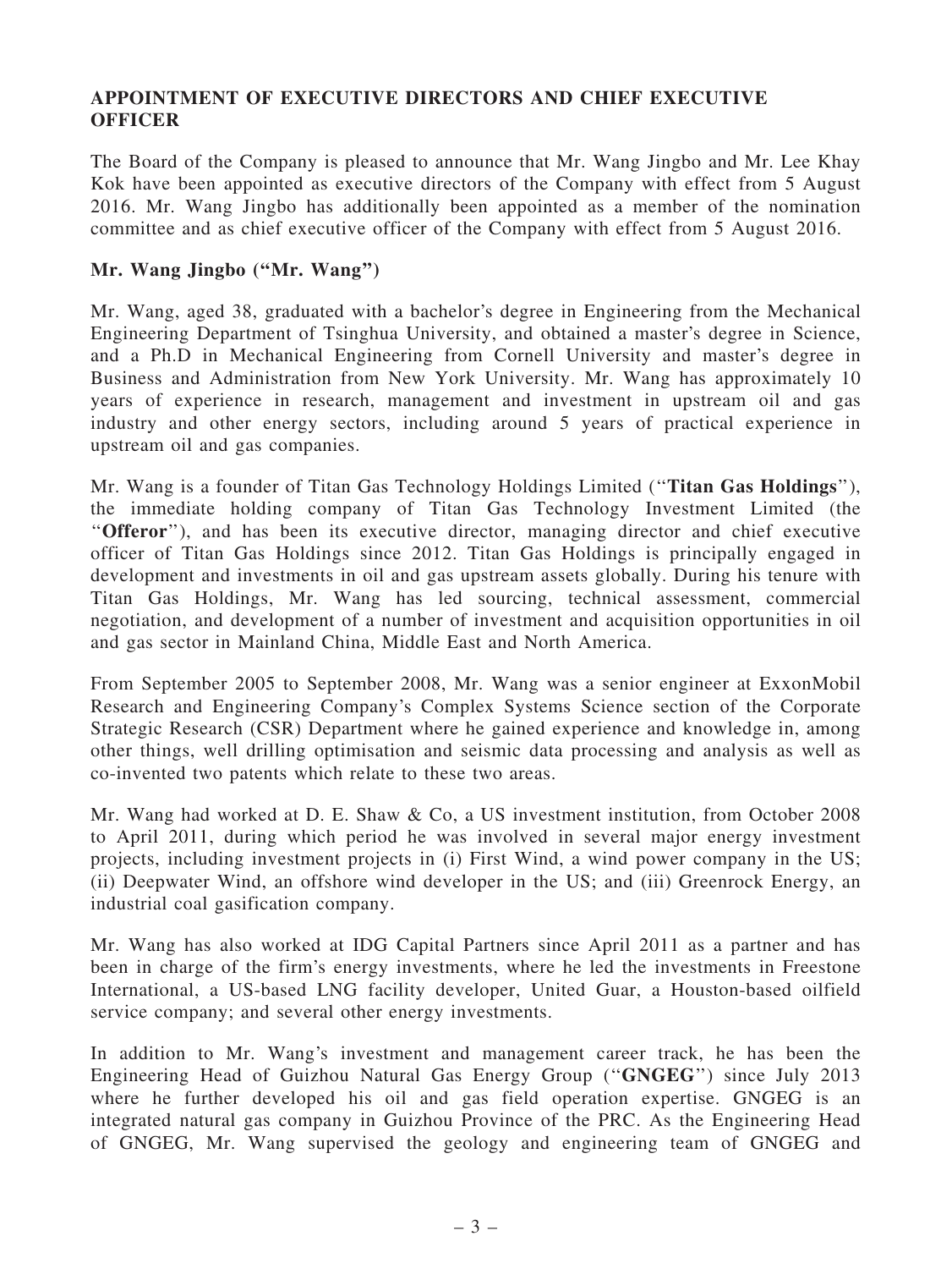## APPOINTMENT OF EXECUTIVE DIRECTORS AND CHIEF EXECUTIVE OFFICER

The Board of the Company is pleased to announce that Mr. Wang Jingbo and Mr. Lee Khay Kok have been appointed as executive directors of the Company with effect from 5 August 2016. Mr. Wang Jingbo has additionally been appointed as a member of the nomination committee and as chief executive officer of the Company with effect from 5 August 2016.

### Mr. Wang Jingbo ("Mr. Wang")

Mr. Wang, aged 38, graduated with a bachelor's degree in Engineering from the Mechanical Engineering Department of Tsinghua University, and obtained a master's degree in Science, and a Ph.D in Mechanical Engineering from Cornell University and master's degree in Business and Administration from New York University. Mr. Wang has approximately 10 years of experience in research, management and investment in upstream oil and gas industry and other energy sectors, including around 5 years of practical experience in upstream oil and gas companies.

Mr. Wang is a founder of Titan Gas Technology Holdings Limited ("**Titan Gas Holdings**"), the immediate holding company of Titan Gas Technology Investment Limited (the "**Offeror**"), and has been its executive director, managing director and chief executive officer of Titan Gas Holdings since 2012. Titan Gas Holdings is principally engaged in development and investments in oil and gas upstream assets globally. During his tenure with Titan Gas Holdings, Mr. Wang has led sourcing, technical assessment, commercial negotiation, and development of a number of investment and acquisition opportunities in oil and gas sector in Mainland China, Middle East and North America.

From September 2005 to September 2008, Mr. Wang was a senior engineer at ExxonMobil Research and Engineering Company's Complex Systems Science section of the Corporate Strategic Research (CSR) Department where he gained experience and knowledge in, among other things, well drilling optimisation and seismic data processing and analysis as well as co-invented two patents which relate to these two areas.

Mr. Wang had worked at D. E. Shaw & Co, a US investment institution, from October 2008 to April 2011, during which period he was involved in several major energy investment projects, including investment projects in (i) First Wind, a wind power company in the US; (ii) Deepwater Wind, an offshore wind developer in the US; and (iii) Greenrock Energy, an industrial coal gasification company.

Mr. Wang has also worked at IDG Capital Partners since April 2011 as a partner and has been in charge of the firm's energy investments, where he led the investments in Freestone International, a US-based LNG facility developer, United Guar, a Houston-based oilfield service company; and several other energy investments.

In addition to Mr. Wang's investment and management career track, he has been the Engineering Head of Guizhou Natural Gas Energy Group ("**GNGEG**") since July 2013 where he further developed his oil and gas field operation expertise. GNGEG is an integrated natural gas company in Guizhou Province of the PRC. As the Engineering Head of GNGEG, Mr. Wang supervised the geology and engineering team of GNGEG and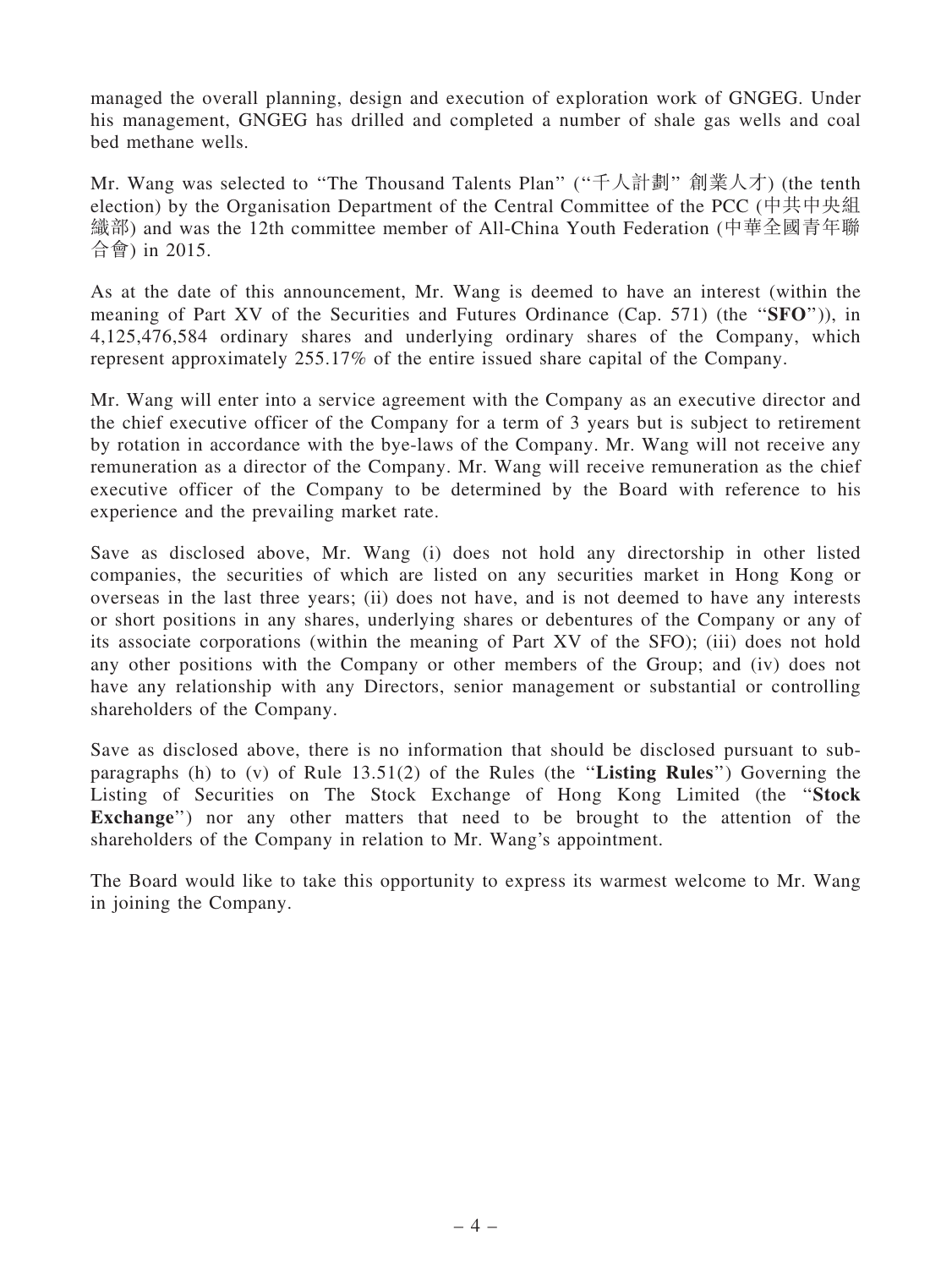managed the overall planning, design and execution of exploration work of GNGEG. Under his management, GNGEG has drilled and completed a number of shale gas wells and coal bed methane wells.

Mr. Wang was selected to "The Thousand Talents Plan" ("千人計劃" 創業人才) (the tenth election) by the Organisation Department of the Central Committee of the PCC (中共中央組織部) and was the 12th committee member of All-China Youth Federation (中華全國青年聯合會) in 2015.

As at the date of this announcement, Mr. Wang is deemed to have an interest (within the meaning of Part XV of the Securities and Futures Ordinance (Cap. 571) (the "**SFO**")), in 4,125,476,584 ordinary shares and underlying ordinary shares of the Company, which represent approximately 255.17% of the entire issued share capital of the Company.

Mr. Wang will enter into a service agreement with the Company as an executive director and the chief executive officer of the Company for a term of 3 years but is subject to retirement by rotation in accordance with the bye-laws of the Company. Mr. Wang will not receive any remuneration as a director of the Company. Mr. Wang will receive remuneration as the chief executive officer of the Company to be determined by the Board with reference to his experience and the prevailing market rate.

Save as disclosed above, Mr. Wang (i) does not hold any directorship in other listed companies, the securities of which are listed on any securities market in Hong Kong or overseas in the last three years; (ii) does not have, and is not deemed to have any interests or short positions in any shares, underlying shares or debentures of the Company or any of its associate corporations (within the meaning of Part XV of the SFO); (iii) does not hold any other positions with the Company or other members of the Group; and (iv) does not have any relationship with any Directors, senior management or substantial or controlling shareholders of the Company.

Save as disclosed above, there is no information that should be disclosed pursuant to sub-paragraphs (h) to (v) of Rule 13.51(2) of the Rules (the "**Listing Rules**") Governing the Listing of Securities on The Stock Exchange of Hong Kong Limited (the "**Stock Exchange**") nor any other matters that need to be brought to the attention of the shareholders of the Company in relation to Mr. Wang's appointment.

The Board would like to take this opportunity to express its warmest welcome to Mr. Wang in joining the Company.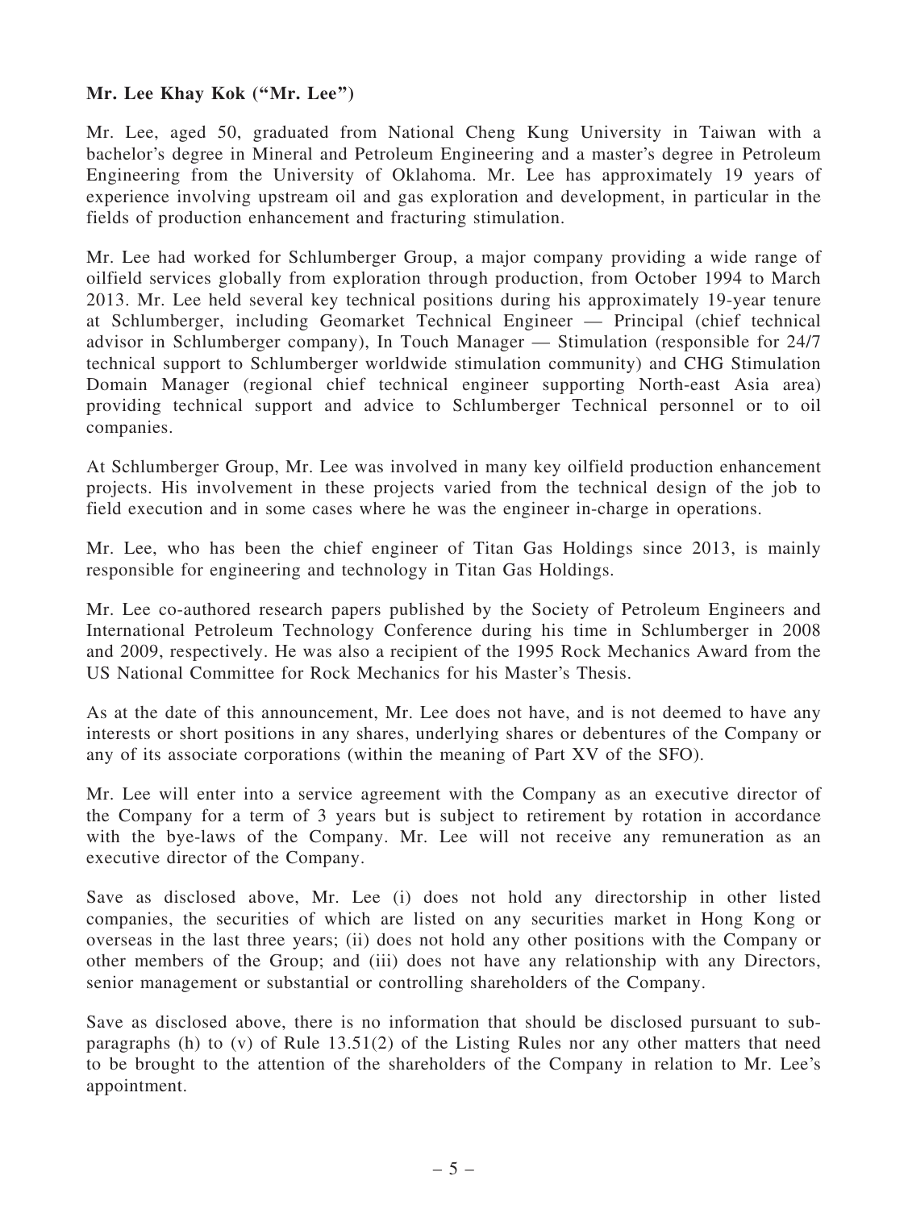**Mr. Lee Khay Kok ("Mr. Lee")**

Mr. Lee, aged 50, graduated from National Cheng Kung University in Taiwan with a bachelor's degree in Mineral and Petroleum Engineering and a master's degree in Petroleum Engineering from the University of Oklahoma. Mr. Lee has approximately 19 years of experience involving upstream oil and gas exploration and development, in particular in the fields of production enhancement and fracturing stimulation.

Mr. Lee had worked for Schlumberger Group, a major company providing a wide range of oilfield services globally from exploration through production, from October 1994 to March 2013. Mr. Lee held several key technical positions during his approximately 19-year tenure at Schlumberger, including Geomarket Technical Engineer — Principal (chief technical advisor in Schlumberger company), In Touch Manager — Stimulation (responsible for 24/7 technical support to Schlumberger worldwide stimulation community) and CHG Stimulation Domain Manager (regional chief technical engineer supporting North-east Asia area) providing technical support and advice to Schlumberger Technical personnel or to oil companies.

At Schlumberger Group, Mr. Lee was involved in many key oilfield production enhancement projects. His involvement in these projects varied from the technical design of the job to field execution and in some cases where he was the engineer in-charge in operations.

Mr. Lee, who has been the chief engineer of Titan Gas Holdings since 2013, is mainly responsible for engineering and technology in Titan Gas Holdings.

Mr. Lee co-authored research papers published by the Society of Petroleum Engineers and International Petroleum Technology Conference during his time in Schlumberger in 2008 and 2009, respectively. He was also a recipient of the 1995 Rock Mechanics Award from the US National Committee for Rock Mechanics for his Master's Thesis.

As at the date of this announcement, Mr. Lee does not have, and is not deemed to have any interests or short positions in any shares, underlying shares or debentures of the Company or any of its associate corporations (within the meaning of Part XV of the SFO).

Mr. Lee will enter into a service agreement with the Company as an executive director of the Company for a term of 3 years but is subject to retirement by rotation in accordance with the bye-laws of the Company. Mr. Lee will not receive any remuneration as an executive director of the Company.

Save as disclosed above, Mr. Lee (i) does not hold any directorship in other listed companies, the securities of which are listed on any securities market in Hong Kong or overseas in the last three years; (ii) does not hold any other positions with the Company or other members of the Group; and (iii) does not have any relationship with any Directors, senior management or substantial or controlling shareholders of the Company.

Save as disclosed above, there is no information that should be disclosed pursuant to sub-paragraphs (h) to (v) of Rule 13.51(2) of the Listing Rules nor any other matters that need to be brought to the attention of the shareholders of the Company in relation to Mr. Lee's appointment.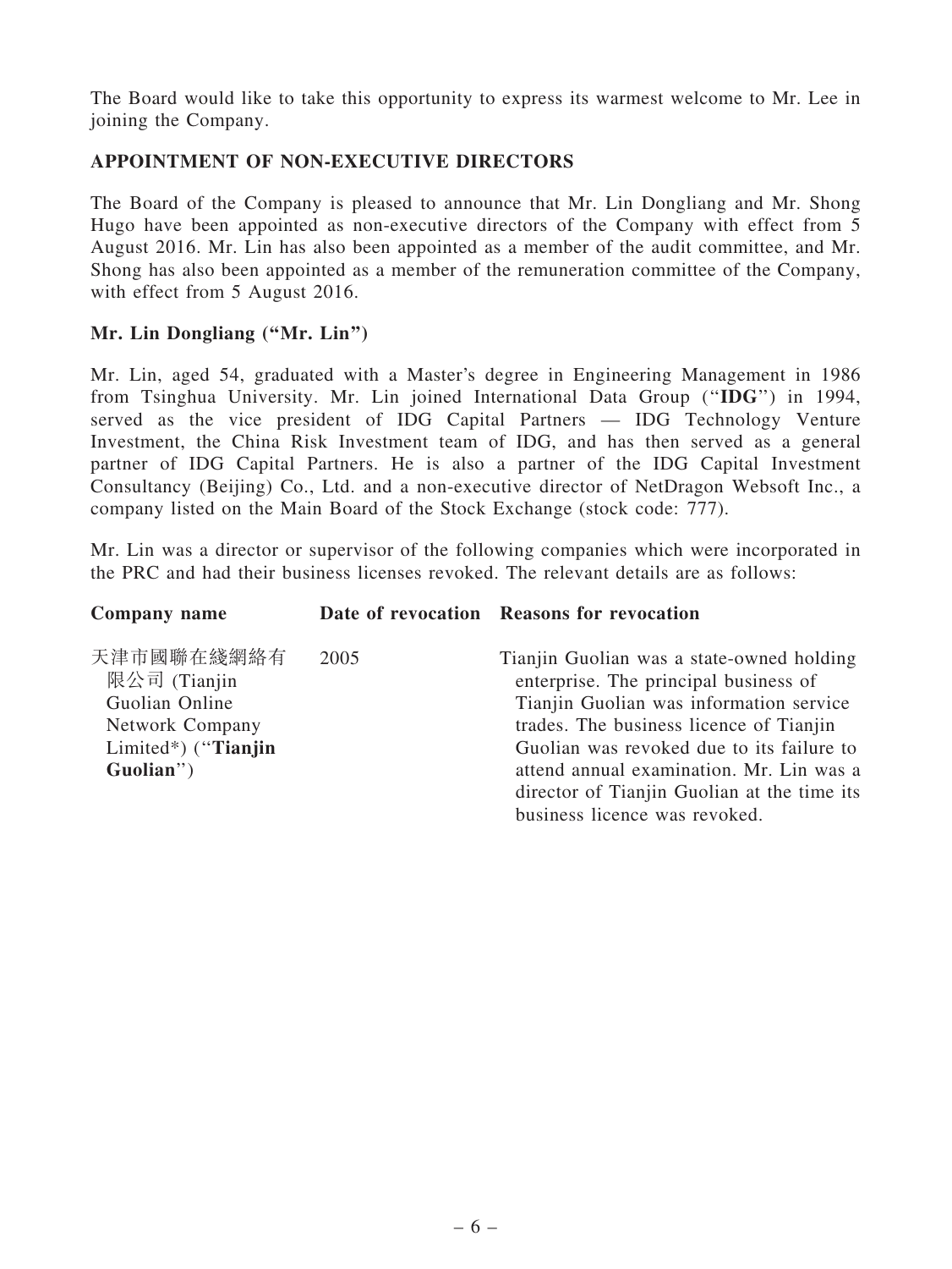The Board would like to take this opportunity to express its warmest welcome to Mr. Lee in joining the Company.

## APPOINTMENT OF NON-EXECUTIVE DIRECTORS

The Board of the Company is pleased to announce that Mr. Lin Dongliang and Mr. Shong Hugo have been appointed as non-executive directors of the Company with effect from 5 August 2016. Mr. Lin has also been appointed as a member of the audit committee, and Mr. Shong has also been appointed as a member of the remuneration committee of the Company, with effect from 5 August 2016.

### Mr. Lin Dongliang ("Mr. Lin")

Mr. Lin, aged 54, graduated with a Master's degree in Engineering Management in 1986 from Tsinghua University. Mr. Lin joined International Data Group ("**IDG**") in 1994, served as the vice president of IDG Capital Partners — IDG Technology Venture Investment, the China Risk Investment team of IDG, and has then served as a general partner of IDG Capital Partners. He is also a partner of the IDG Capital Investment Consultancy (Beijing) Co., Ltd. and a non-executive director of NetDragon Websoft Inc., a company listed on the Main Board of the Stock Exchange (stock code: 777).

Mr. Lin was a director or supervisor of the following companies which were incorporated in the PRC and had their business licenses revoked. The relevant details are as follows:

| Company name | Date of revocation | Reasons for revocation |
|---|---|---|
| 天津市國聯在綫網絡有限公司 (Tianjin Guolian Online Network Company Limited*) ("**Tianjin Guolian**") | 2005 | Tianjin Guolian was a state-owned holding enterprise. The principal business of Tianjin Guolian was information service trades. The business licence of Tianjin Guolian was revoked due to its failure to attend annual examination. Mr. Lin was a director of Tianjin Guolian at the time its business licence was revoked. |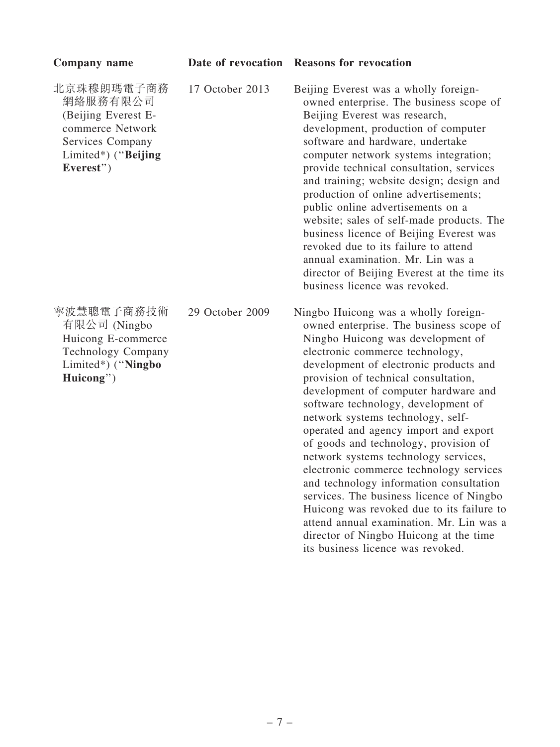| Company name | Date of revocation | Reasons for revocation |
|---|---|---|
| 北京珠穆朗瑪電子商務網絡服務有限公司 (Beijing Everest E-commerce Network Services Company Limited*) ("**Beijing Everest**") | 17 October 2013 | Beijing Everest was a wholly foreign-owned enterprise. The business scope of Beijing Everest was research, development, production of computer software and hardware, undertake computer network systems integration; provide technical consultation, services and training; website design; design and production of online advertisements; public online advertisements on a website; sales of self-made products. The business licence of Beijing Everest was revoked due to its failure to attend annual examination. Mr. Lin was a director of Beijing Everest at the time its business licence was revoked. |
| 寧波慧聰電子商務技術有限公司 (Ningbo Huicong E-commerce Technology Company Limited*) ("**Ningbo Huicong**") | 29 October 2009 | Ningbo Huicong was a wholly foreign-owned enterprise. The business scope of Ningbo Huicong was development of electronic commerce technology, development of electronic products and provision of technical consultation, development of computer hardware and software technology, development of network systems technology, self-operated and agency import and export of goods and technology, provision of network systems technology services, electronic commerce technology services and technology information consultation services. The business licence of Ningbo Huicong was revoked due to its failure to attend annual examination. Mr. Lin was a director of Ningbo Huicong at the time its business licence was revoked. |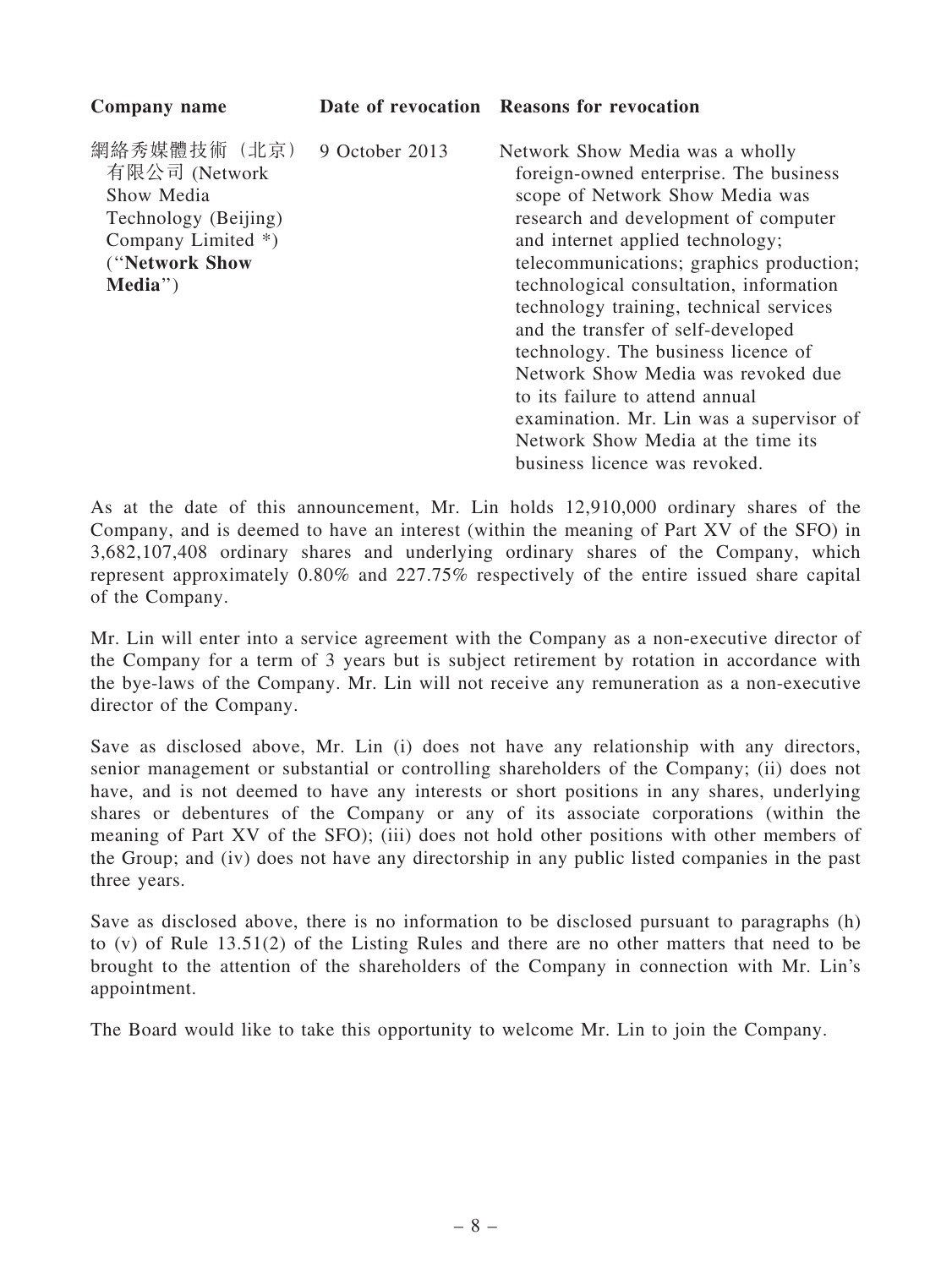| Company name | Date of revocation | Reasons for revocation |
| --- | --- | --- |
| 網絡秀媒體技術（北京）有限公司 (Network Show Media Technology (Beijing) Company Limited *) (“**Network Show Media**”) | 9 October 2013 | Network Show Media was a wholly foreign-owned enterprise. The business scope of Network Show Media was research and development of computer and internet applied technology; telecommunications; graphics production; technological consultation, information technology training, technical services and the transfer of self-developed technology. The business licence of Network Show Media was revoked due to its failure to attend annual examination. Mr. Lin was a supervisor of Network Show Media at the time its business licence was revoked. |

As at the date of this announcement, Mr. Lin holds 12,910,000 ordinary shares of the Company, and is deemed to have an interest (within the meaning of Part XV of the SFO) in 3,682,107,408 ordinary shares and underlying ordinary shares of the Company, which represent approximately 0.80% and 227.75% respectively of the entire issued share capital of the Company.

Mr. Lin will enter into a service agreement with the Company as a non-executive director of the Company for a term of 3 years but is subject retirement by rotation in accordance with the bye-laws of the Company. Mr. Lin will not receive any remuneration as a non-executive director of the Company.

Save as disclosed above, Mr. Lin (i) does not have any relationship with any directors, senior management or substantial or controlling shareholders of the Company; (ii) does not have, and is not deemed to have any interests or short positions in any shares, underlying shares or debentures of the Company or any of its associate corporations (within the meaning of Part XV of the SFO); (iii) does not hold other positions with other members of the Group; and (iv) does not have any directorship in any public listed companies in the past three years.

Save as disclosed above, there is no information to be disclosed pursuant to paragraphs (h) to (v) of Rule 13.51(2) of the Listing Rules and there are no other matters that need to be brought to the attention of the shareholders of the Company in connection with Mr. Lin's appointment.

The Board would like to take this opportunity to welcome Mr. Lin to join the Company.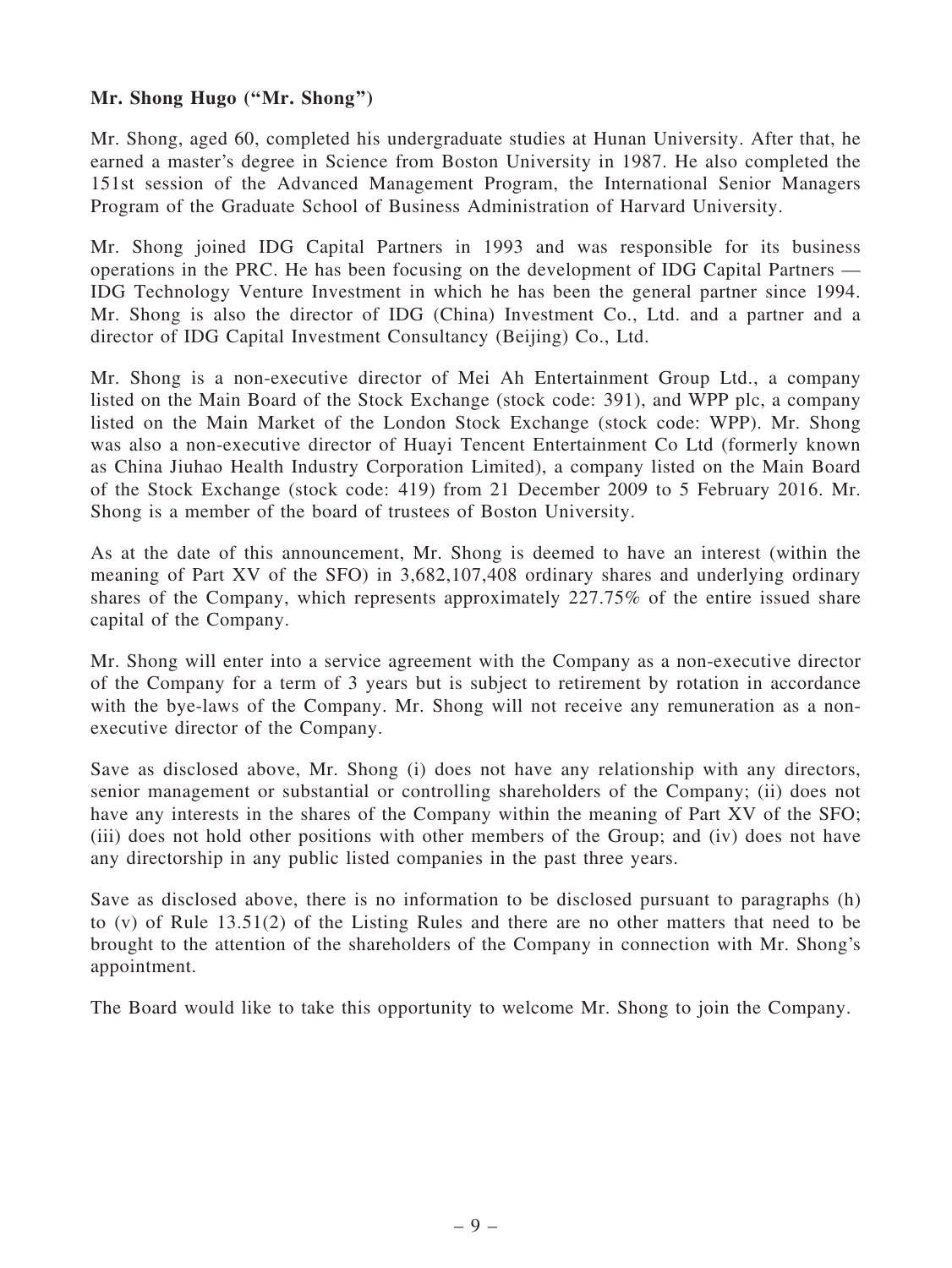**Mr. Shong Hugo ("Mr. Shong")**

Mr. Shong, aged 60, completed his undergraduate studies at Hunan University. After that, he earned a master's degree in Science from Boston University in 1987. He also completed the 151st session of the Advanced Management Program, the International Senior Managers Program of the Graduate School of Business Administration of Harvard University.

Mr. Shong joined IDG Capital Partners in 1993 and was responsible for its business operations in the PRC. He has been focusing on the development of IDG Capital Partners — IDG Technology Venture Investment in which he has been the general partner since 1994. Mr. Shong is also the director of IDG (China) Investment Co., Ltd. and a partner and a director of IDG Capital Investment Consultancy (Beijing) Co., Ltd.

Mr. Shong is a non-executive director of Mei Ah Entertainment Group Ltd., a company listed on the Main Board of the Stock Exchange (stock code: 391), and WPP plc, a company listed on the Main Market of the London Stock Exchange (stock code: WPP). Mr. Shong was also a non-executive director of Huayi Tencent Entertainment Co Ltd (formerly known as China Jiuhao Health Industry Corporation Limited), a company listed on the Main Board of the Stock Exchange (stock code: 419) from 21 December 2009 to 5 February 2016. Mr. Shong is a member of the board of trustees of Boston University.

As at the date of this announcement, Mr. Shong is deemed to have an interest (within the meaning of Part XV of the SFO) in 3,682,107,408 ordinary shares and underlying ordinary shares of the Company, which represents approximately 227.75% of the entire issued share capital of the Company.

Mr. Shong will enter into a service agreement with the Company as a non-executive director of the Company for a term of 3 years but is subject to retirement by rotation in accordance with the bye-laws of the Company. Mr. Shong will not receive any remuneration as a non-executive director of the Company.

Save as disclosed above, Mr. Shong (i) does not have any relationship with any directors, senior management or substantial or controlling shareholders of the Company; (ii) does not have any interests in the shares of the Company within the meaning of Part XV of the SFO; (iii) does not hold other positions with other members of the Group; and (iv) does not have any directorship in any public listed companies in the past three years.

Save as disclosed above, there is no information to be disclosed pursuant to paragraphs (h) to (v) of Rule 13.51(2) of the Listing Rules and there are no other matters that need to be brought to the attention of the shareholders of the Company in connection with Mr. Shong's appointment.

The Board would like to take this opportunity to welcome Mr. Shong to join the Company.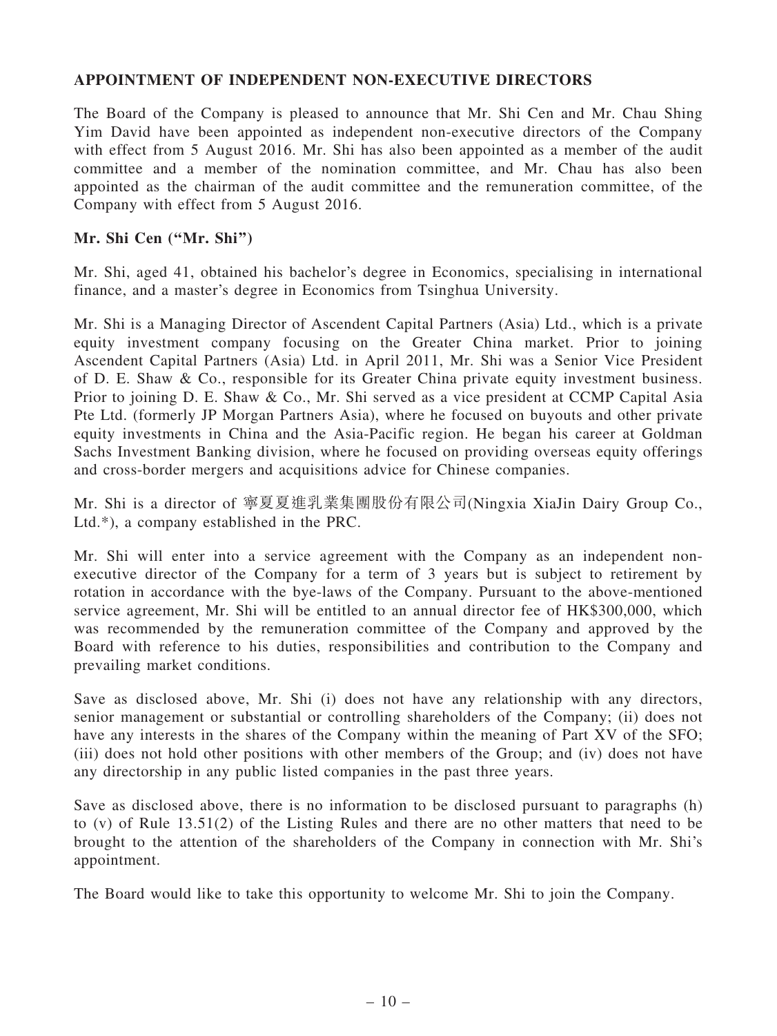## APPOINTMENT OF INDEPENDENT NON-EXECUTIVE DIRECTORS

The Board of the Company is pleased to announce that Mr. Shi Cen and Mr. Chau Shing Yim David have been appointed as independent non-executive directors of the Company with effect from 5 August 2016. Mr. Shi has also been appointed as a member of the audit committee and a member of the nomination committee, and Mr. Chau has also been appointed as the chairman of the audit committee and the remuneration committee, of the Company with effect from 5 August 2016.

### Mr. Shi Cen ("Mr. Shi")

Mr. Shi, aged 41, obtained his bachelor's degree in Economics, specialising in international finance, and a master's degree in Economics from Tsinghua University.

Mr. Shi is a Managing Director of Ascendent Capital Partners (Asia) Ltd., which is a private equity investment company focusing on the Greater China market. Prior to joining Ascendent Capital Partners (Asia) Ltd. in April 2011, Mr. Shi was a Senior Vice President of D. E. Shaw & Co., responsible for its Greater China private equity investment business. Prior to joining D. E. Shaw & Co., Mr. Shi served as a vice president at CCMP Capital Asia Pte Ltd. (formerly JP Morgan Partners Asia), where he focused on buyouts and other private equity investments in China and the Asia-Pacific region. He began his career at Goldman Sachs Investment Banking division, where he focused on providing overseas equity offerings and cross-border mergers and acquisitions advice for Chinese companies.

Mr. Shi is a director of 寧夏夏進乳業集團股份有限公司(Ningxia XiaJin Dairy Group Co., Ltd.*), a company established in the PRC.

Mr. Shi will enter into a service agreement with the Company as an independent non-executive director of the Company for a term of 3 years but is subject to retirement by rotation in accordance with the bye-laws of the Company. Pursuant to the above-mentioned service agreement, Mr. Shi will be entitled to an annual director fee of HK$300,000, which was recommended by the remuneration committee of the Company and approved by the Board with reference to his duties, responsibilities and contribution to the Company and prevailing market conditions.

Save as disclosed above, Mr. Shi (i) does not have any relationship with any directors, senior management or substantial or controlling shareholders of the Company; (ii) does not have any interests in the shares of the Company within the meaning of Part XV of the SFO; (iii) does not hold other positions with other members of the Group; and (iv) does not have any directorship in any public listed companies in the past three years.

Save as disclosed above, there is no information to be disclosed pursuant to paragraphs (h) to (v) of Rule 13.51(2) of the Listing Rules and there are no other matters that need to be brought to the attention of the shareholders of the Company in connection with Mr. Shi's appointment.

The Board would like to take this opportunity to welcome Mr. Shi to join the Company.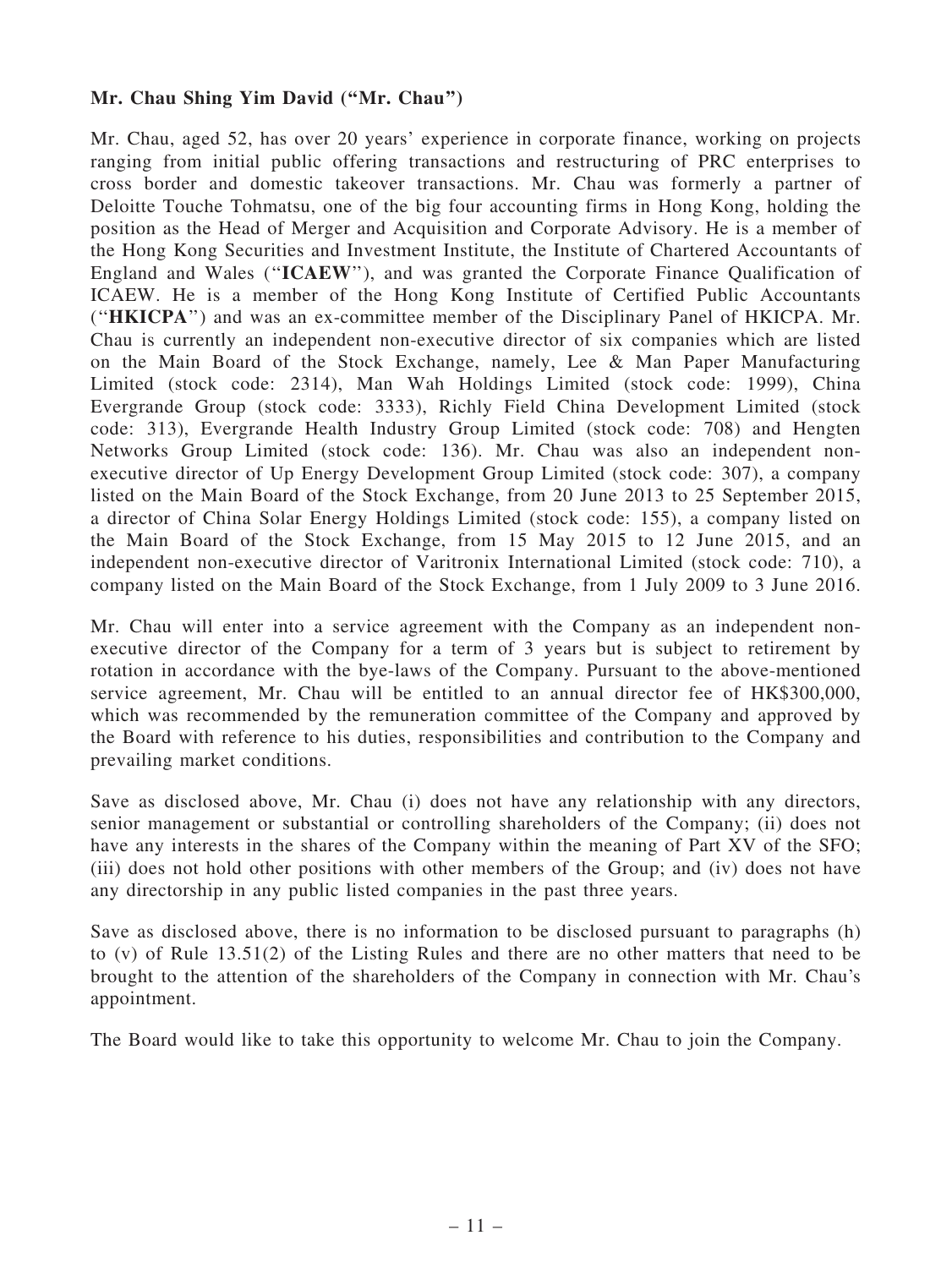**Mr. Chau Shing Yim David ("Mr. Chau")**

Mr. Chau, aged 52, has over 20 years' experience in corporate finance, working on projects ranging from initial public offering transactions and restructuring of PRC enterprises to cross border and domestic takeover transactions. Mr. Chau was formerly a partner of Deloitte Touche Tohmatsu, one of the big four accounting firms in Hong Kong, holding the position as the Head of Merger and Acquisition and Corporate Advisory. He is a member of the Hong Kong Securities and Investment Institute, the Institute of Chartered Accountants of England and Wales ("**ICAEW**"), and was granted the Corporate Finance Qualification of ICAEW. He is a member of the Hong Kong Institute of Certified Public Accountants ("**HKICPA**") and was an ex-committee member of the Disciplinary Panel of HKICPA. Mr. Chau is currently an independent non-executive director of six companies which are listed on the Main Board of the Stock Exchange, namely, Lee & Man Paper Manufacturing Limited (stock code: 2314), Man Wah Holdings Limited (stock code: 1999), China Evergrande Group (stock code: 3333), Richly Field China Development Limited (stock code: 313), Evergrande Health Industry Group Limited (stock code: 708) and Hengten Networks Group Limited (stock code: 136). Mr. Chau was also an independent non-executive director of Up Energy Development Group Limited (stock code: 307), a company listed on the Main Board of the Stock Exchange, from 20 June 2013 to 25 September 2015, a director of China Solar Energy Holdings Limited (stock code: 155), a company listed on the Main Board of the Stock Exchange, from 15 May 2015 to 12 June 2015, and an independent non-executive director of Varitronix International Limited (stock code: 710), a company listed on the Main Board of the Stock Exchange, from 1 July 2009 to 3 June 2016.

Mr. Chau will enter into a service agreement with the Company as an independent non-executive director of the Company for a term of 3 years but is subject to retirement by rotation in accordance with the bye-laws of the Company. Pursuant to the above-mentioned service agreement, Mr. Chau will be entitled to an annual director fee of HK$300,000, which was recommended by the remuneration committee of the Company and approved by the Board with reference to his duties, responsibilities and contribution to the Company and prevailing market conditions.

Save as disclosed above, Mr. Chau (i) does not have any relationship with any directors, senior management or substantial or controlling shareholders of the Company; (ii) does not have any interests in the shares of the Company within the meaning of Part XV of the SFO; (iii) does not hold other positions with other members of the Group; and (iv) does not have any directorship in any public listed companies in the past three years.

Save as disclosed above, there is no information to be disclosed pursuant to paragraphs (h) to (v) of Rule 13.51(2) of the Listing Rules and there are no other matters that need to be brought to the attention of the shareholders of the Company in connection with Mr. Chau's appointment.

The Board would like to take this opportunity to welcome Mr. Chau to join the Company.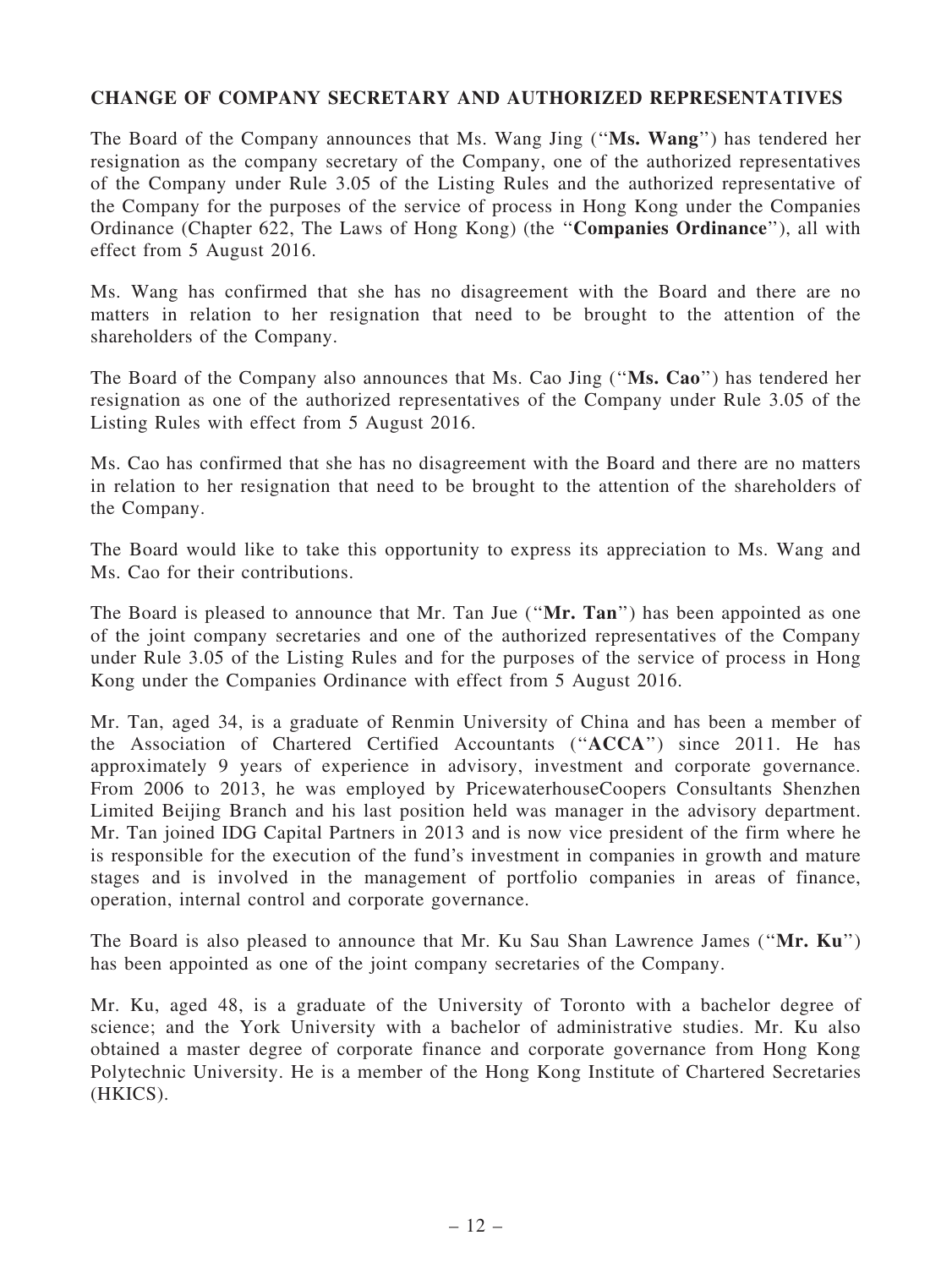## CHANGE OF COMPANY SECRETARY AND AUTHORIZED REPRESENTATIVES

The Board of the Company announces that Ms. Wang Jing (''**Ms. Wang**'') has tendered her resignation as the company secretary of the Company, one of the authorized representatives of the Company under Rule 3.05 of the Listing Rules and the authorized representative of the Company for the purposes of the service of process in Hong Kong under the Companies Ordinance (Chapter 622, The Laws of Hong Kong) (the ''**Companies Ordinance**''), all with effect from 5 August 2016.

Ms. Wang has confirmed that she has no disagreement with the Board and there are no matters in relation to her resignation that need to be brought to the attention of the shareholders of the Company.

The Board of the Company also announces that Ms. Cao Jing (''**Ms. Cao**'') has tendered her resignation as one of the authorized representatives of the Company under Rule 3.05 of the Listing Rules with effect from 5 August 2016.

Ms. Cao has confirmed that she has no disagreement with the Board and there are no matters in relation to her resignation that need to be brought to the attention of the shareholders of the Company.

The Board would like to take this opportunity to express its appreciation to Ms. Wang and Ms. Cao for their contributions.

The Board is pleased to announce that Mr. Tan Jue (''**Mr. Tan**'') has been appointed as one of the joint company secretaries and one of the authorized representatives of the Company under Rule 3.05 of the Listing Rules and for the purposes of the service of process in Hong Kong under the Companies Ordinance with effect from 5 August 2016.

Mr. Tan, aged 34, is a graduate of Renmin University of China and has been a member of the Association of Chartered Certified Accountants (''**ACCA**'') since 2011. He has approximately 9 years of experience in advisory, investment and corporate governance. From 2006 to 2013, he was employed by PricewaterhouseCoopers Consultants Shenzhen Limited Beijing Branch and his last position held was manager in the advisory department. Mr. Tan joined IDG Capital Partners in 2013 and is now vice president of the firm where he is responsible for the execution of the fund's investment in companies in growth and mature stages and is involved in the management of portfolio companies in areas of finance, operation, internal control and corporate governance.

The Board is also pleased to announce that Mr. Ku Sau Shan Lawrence James (''**Mr. Ku**'') has been appointed as one of the joint company secretaries of the Company.

Mr. Ku, aged 48, is a graduate of the University of Toronto with a bachelor degree of science; and the York University with a bachelor of administrative studies. Mr. Ku also obtained a master degree of corporate finance and corporate governance from Hong Kong Polytechnic University. He is a member of the Hong Kong Institute of Chartered Secretaries (HKICS).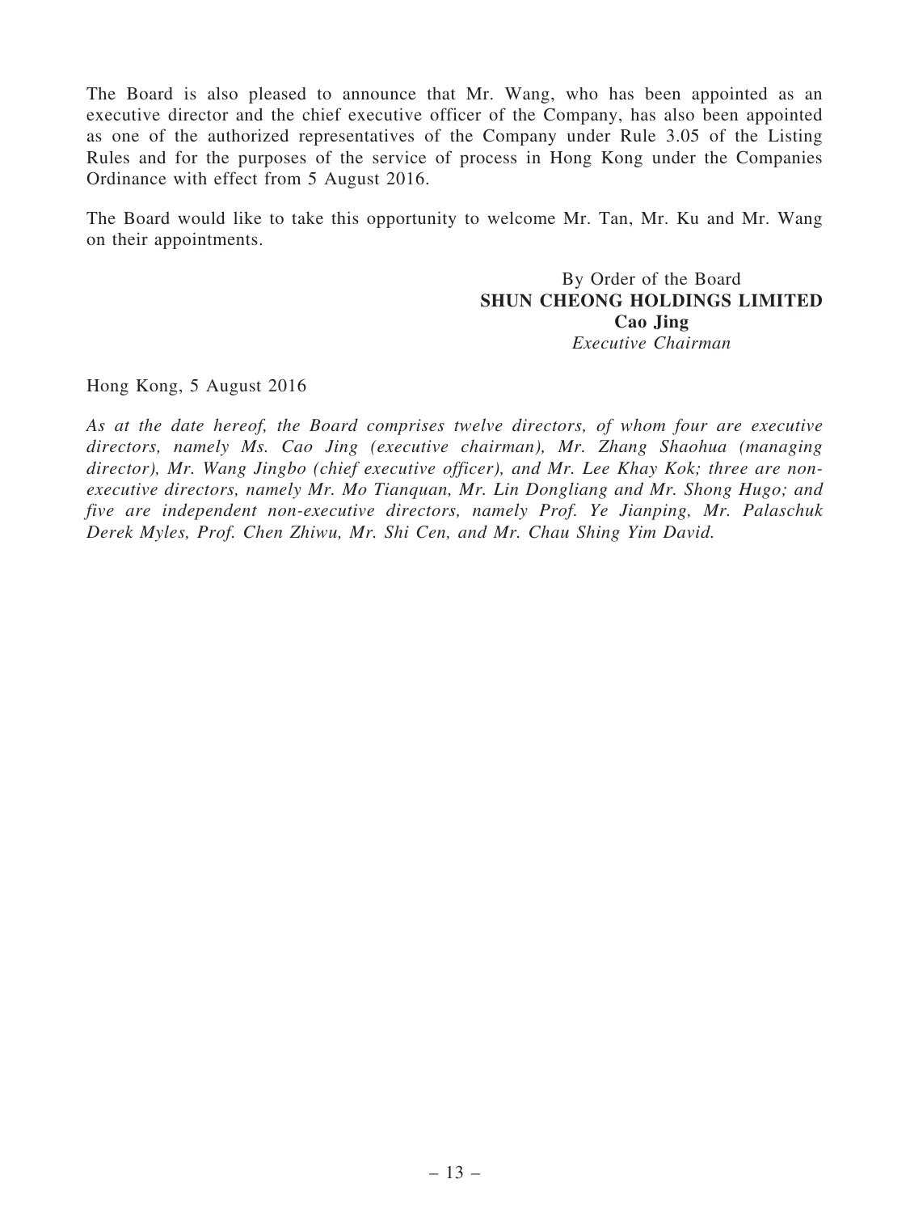The Board is also pleased to announce that Mr. Wang, who has been appointed as an executive director and the chief executive officer of the Company, has also been appointed as one of the authorized representatives of the Company under Rule 3.05 of the Listing Rules and for the purposes of the service of process in Hong Kong under the Companies Ordinance with effect from 5 August 2016.

The Board would like to take this opportunity to welcome Mr. Tan, Mr. Ku and Mr. Wang on their appointments.

By Order of the Board
**SHUN CHEONG HOLDINGS LIMITED**
**Cao Jing**
*Executive Chairman*

Hong Kong, 5 August 2016

*As at the date hereof, the Board comprises twelve directors, of whom four are executive directors, namely Ms. Cao Jing (executive chairman), Mr. Zhang Shaohua (managing director), Mr. Wang Jingbo (chief executive officer), and Mr. Lee Khay Kok; three are non-executive directors, namely Mr. Mo Tianquan, Mr. Lin Dongliang and Mr. Shong Hugo; and five are independent non-executive directors, namely Prof. Ye Jianping, Mr. Palaschuk Derek Myles, Prof. Chen Zhiwu, Mr. Shi Cen, and Mr. Chau Shing Yim David.*